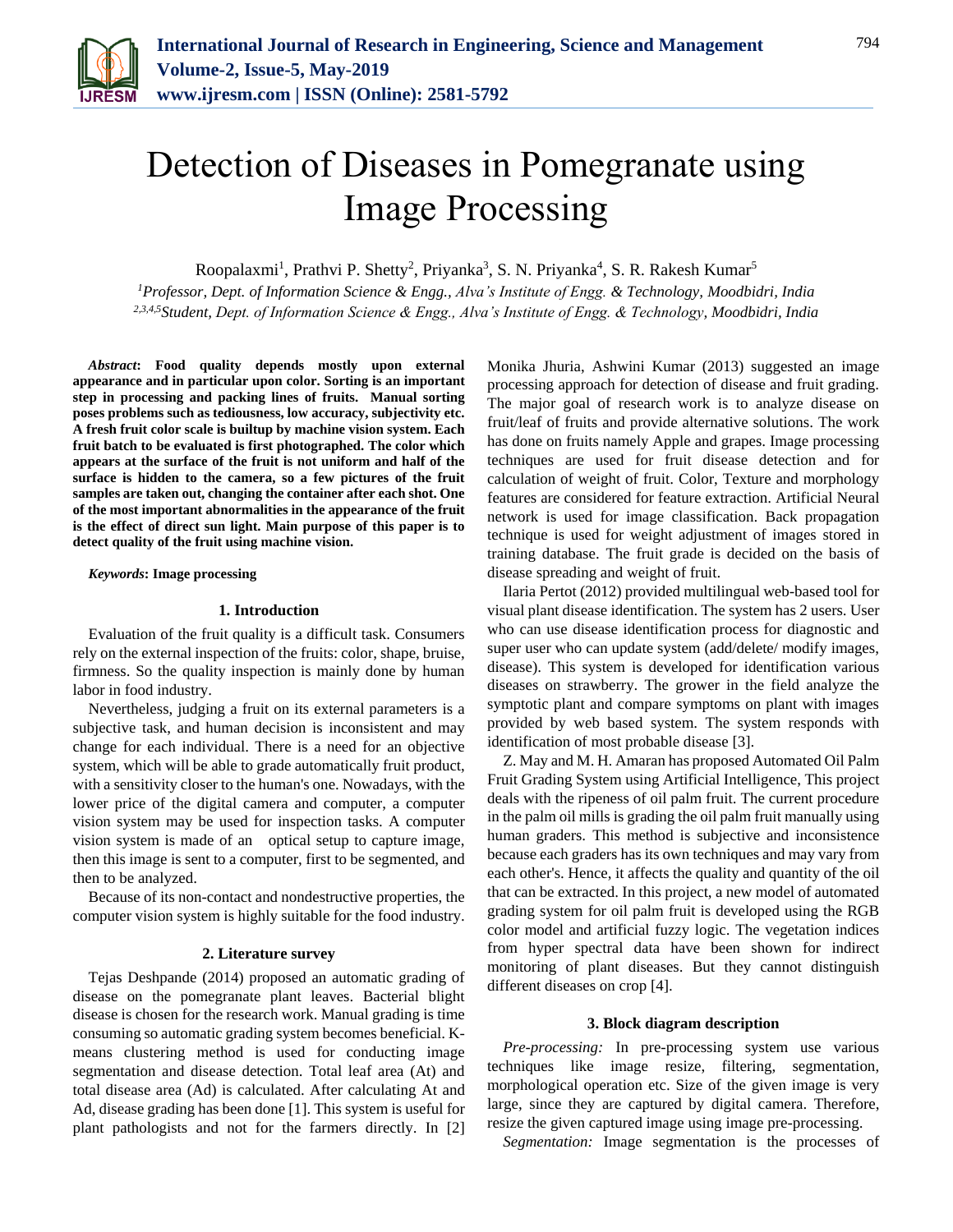# Detection of Diseases in Pomegranate using Image Processing

Roopalaxmi[1], Prathvi P. Shetty[2], Priyanka[3], S. N. Priyanka[4], S. R. Rakesh Kumar[5]

[1]*Professor, Dept. of Information Science & Engg., Alva's Institute of Engg. & Technology, Moodbidri, India*
[2,3,4,5]*Student, Dept. of Information Science & Engg., Alva's Institute of Engg. & Technology, Moodbidri, India*

***Abstract*: Food quality depends mostly upon external appearance and in particular upon color. Sorting is an important step in processing and packing lines of fruits. Manual sorting poses problems such as tediousness, low accuracy, subjectivity etc. A fresh fruit color scale is builtup by machine vision system. Each fruit batch to be evaluated is first photographed. The color which appears at the surface of the fruit is not uniform and half of the surface is hidden to the camera, so a few pictures of the fruit samples are taken out, changing the container after each shot. One of the most important abnormalities in the appearance of the fruit is the effect of direct sun light. Main purpose of this paper is to detect quality of the fruit using machine vision.**

***Keywords*: Image processing**

## 1. Introduction

Evaluation of the fruit quality is a difficult task. Consumers rely on the external inspection of the fruits: color, shape, bruise, firmness. So the quality inspection is mainly done by human labor in food industry.

Nevertheless, judging a fruit on its external parameters is a subjective task, and human decision is inconsistent and may change for each individual. There is a need for an objective system, which will be able to grade automatically fruit product, with a sensitivity closer to the human's one. Nowadays, with the lower price of the digital camera and computer, a computer vision system may be used for inspection tasks. A computer vision system is made of an optical setup to capture image, then this image is sent to a computer, first to be segmented, and then to be analyzed.

Because of its non-contact and nondestructive properties, the computer vision system is highly suitable for the food industry.

## 2. Literature survey

Tejas Deshpande (2014) proposed an automatic grading of disease on the pomegranate plant leaves. Bacterial blight disease is chosen for the research work. Manual grading is time consuming so automatic grading system becomes beneficial. K-means clustering method is used for conducting image segmentation and disease detection. Total leaf area (At) and total disease area (Ad) is calculated. After calculating At and Ad, disease grading has been done [1]. This system is useful for plant pathologists and not for the farmers directly. In [2] Monika Jhuria, Ashwini Kumar (2013) suggested an image processing approach for detection of disease and fruit grading. The major goal of research work is to analyze disease on fruit/leaf of fruits and provide alternative solutions. The work has done on fruits namely Apple and grapes. Image processing techniques are used for fruit disease detection and for calculation of weight of fruit. Color, Texture and morphology features are considered for feature extraction. Artificial Neural network is used for image classification. Back propagation technique is used for weight adjustment of images stored in training database. The fruit grade is decided on the basis of disease spreading and weight of fruit.

Ilaria Pertot (2012) provided multilingual web-based tool for visual plant disease identification. The system has 2 users. User who can use disease identification process for diagnostic and super user who can update system (add/delete/ modify images, disease). This system is developed for identification various diseases on strawberry. The grower in the field analyze the symptotic plant and compare symptoms on plant with images provided by web based system. The system responds with identification of most probable disease [3].

Z. May and M. H. Amaran has proposed Automated Oil Palm Fruit Grading System using Artificial Intelligence, This project deals with the ripeness of oil palm fruit. The current procedure in the palm oil mills is grading the oil palm fruit manually using human graders. This method is subjective and inconsistence because each graders has its own techniques and may vary from each other's. Hence, it affects the quality and quantity of the oil that can be extracted. In this project, a new model of automated grading system for oil palm fruit is developed using the RGB color model and artificial fuzzy logic. The vegetation indices from hyper spectral data have been shown for indirect monitoring of plant diseases. But they cannot distinguish different diseases on crop [4].

## 3. Block diagram description

*Pre-processing:* In pre-processing system use various techniques like image resize, filtering, segmentation, morphological operation etc. Size of the given image is very large, since they are captured by digital camera. Therefore, resize the given captured image using image pre-processing.

*Segmentation:* Image segmentation is the processes of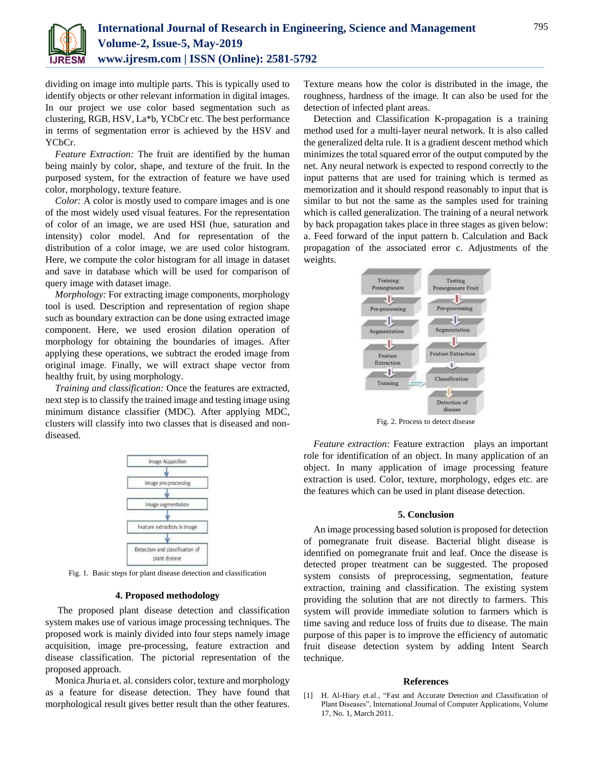dividing on image into multiple parts. This is typically used to identify objects or other relevant information in digital images. In our project we use color based segmentation such as clustering, RGB, HSV, La*b, YCbCr etc. The best performance in terms of segmentation error is achieved by the HSV and YCbCr.

*Feature Extraction:* The fruit are identified by the human being mainly by color, shape, and texture of the fruit. In the purposed system, for the extraction of feature we have used color, morphology, texture feature.

*Color:* A color is mostly used to compare images and is one of the most widely used visual features. For the representation of color of an image, we are used HSI (hue, saturation and intensity) color model. And for representation of the distribution of a color image, we are used color histogram. Here, we compute the color histogram for all image in dataset and save in database which will be used for comparison of query image with dataset image.

*Morphology:* For extracting image components, morphology tool is used. Description and representation of region shape such as boundary extraction can be done using extracted image component. Here, we used erosion dilation operation of morphology for obtaining the boundaries of images. After applying these operations, we subtract the eroded image from original image. Finally, we will extract shape vector from healthy fruit, by using morphology.

*Training and classification:* Once the features are extracted, next step is to classify the trained image and testing image using minimum distance classifier (MDC). After applying MDC, clusters will classify into two classes that is diseased and non-diseased.

Image Acquisition → Image pre-processing → Image segmentation → Feature extraction in image → Detection and classification of plant disease

Fig. 1. Basic steps for plant disease detection and classification

## 4. Proposed methodology

The proposed plant disease detection and classification system makes use of various image processing techniques. The proposed work is mainly divided into four steps namely image acquisition, image pre-processing, feature extraction and disease classification. The pictorial representation of the proposed approach.

Monica Jhuria et. al. considers color, texture and morphology as a feature for disease detection. They have found that morphological result gives better result than the other features. Texture means how the color is distributed in the image, the roughness, hardness of the image. It can also be used for the detection of infected plant areas.

Detection and Classification K-propagation is a training method used for a multi-layer neural network. It is also called the generalized delta rule. It is a gradient descent method which minimizes the total squared error of the output computed by the net. Any neural network is expected to respond correctly to the input patterns that are used for training which is termed as memorization and it should respond reasonably to input that is similar to but not the same as the samples used for training which is called generalization. The training of a neural network by back propagation takes place in three stages as given below: a. Feed forward of the input pattern b. Calculation and Back propagation of the associated error c. Adjustments of the weights.

Training Pomegranate → Pre-processing → Segmentation → Feature Extraction → Training

Testing Pomegranate Fruit → Pre-processing → Segmentation → Feature Extraction → Classification → Detection of disease

Fig. 2. Process to detect disease

*Feature extraction:* Feature extraction plays an important role for identification of an object. In many application of an object. In many application of image processing feature extraction is used. Color, texture, morphology, edges etc. are the features which can be used in plant disease detection.

## 5. Conclusion

An image processing based solution is proposed for detection of pomegranate fruit disease. Bacterial blight disease is identified on pomegranate fruit and leaf. Once the disease is detected proper treatment can be suggested. The proposed system consists of preprocessing, segmentation, feature extraction, training and classification. The existing system providing the solution that are not directly to farmers. This system will provide immediate solution to farmers which is time saving and reduce loss of fruits due to disease. The main purpose of this paper is to improve the efficiency of automatic fruit disease detection system by adding Intent Search technique.

## References

[1] H. Al-Hiary et.al., "Fast and Accurate Detection and Classification of Plant Diseases", International Journal of Computer Applications, Volume 17, No. 1, March 2011.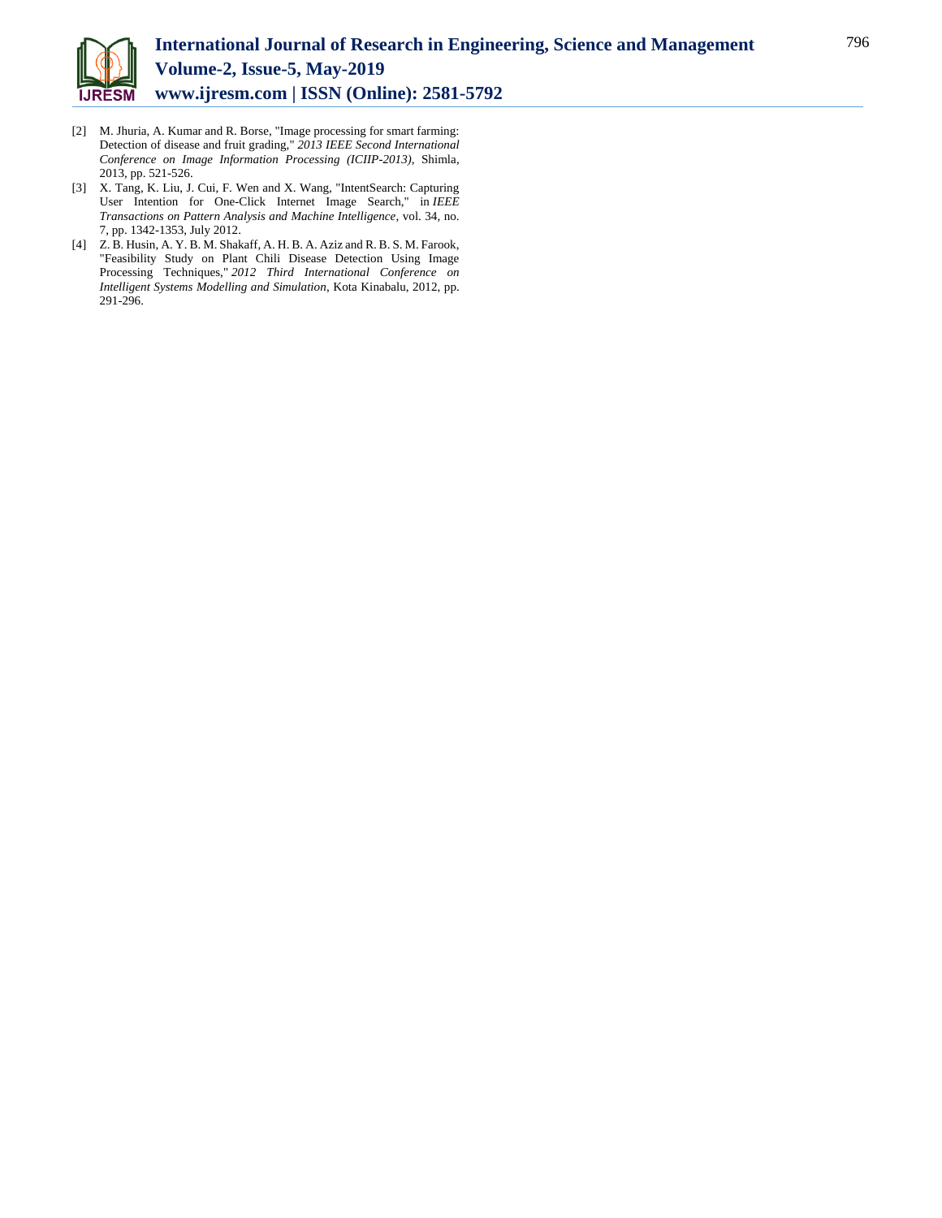[2] M. Jhuria, A. Kumar and R. Borse, "Image processing for smart farming: Detection of disease and fruit grading," *2013 IEEE Second International Conference on Image Information Processing (ICIIP-2013)*, Shimla, 2013, pp. 521-526.

[3] X. Tang, K. Liu, J. Cui, F. Wen and X. Wang, "IntentSearch: Capturing User Intention for One-Click Internet Image Search," in *IEEE Transactions on Pattern Analysis and Machine Intelligence*, vol. 34, no. 7, pp. 1342-1353, July 2012.

[4] Z. B. Husin, A. Y. B. M. Shakaff, A. H. B. A. Aziz and R. B. S. M. Farook, "Feasibility Study on Plant Chili Disease Detection Using Image Processing Techniques," *2012 Third International Conference on Intelligent Systems Modelling and Simulation*, Kota Kinabalu, 2012, pp. 291-296.